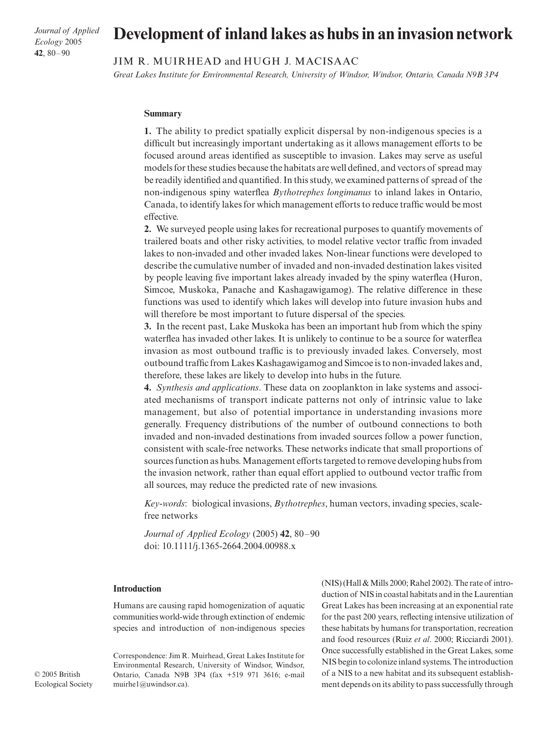# Development of inland lakes as hubs in an invasion network

JIM R. MUIRHEAD and HUGH J. MACISAAC

*Great Lakes Institute for Environmental Research, University of Windsor, Windsor, Ontario, Canada N9B 3P4*

## Summary

**1.** The ability to predict spatially explicit dispersal by non-indigenous species is a difficult but increasingly important undertaking as it allows management efforts to be focused around areas identified as susceptible to invasion. Lakes may serve as useful models for these studies because the habitats are well defined, and vectors of spread may be readily identified and quantified. In this study, we examined patterns of spread of the non-indigenous spiny waterflea *Bythotrephes longimanus* to inland lakes in Ontario, Canada, to identify lakes for which management efforts to reduce traffic would be most effective.

**2.** We surveyed people using lakes for recreational purposes to quantify movements of trailered boats and other risky activities, to model relative vector traffic from invaded lakes to non-invaded and other invaded lakes. Non-linear functions were developed to describe the cumulative number of invaded and non-invaded destination lakes visited by people leaving five important lakes already invaded by the spiny waterflea (Huron, Simcoe, Muskoka, Panache and Kashagawigamog). The relative difference in these functions was used to identify which lakes will develop into future invasion hubs and will therefore be most important to future dispersal of the species.

**3.** In the recent past, Lake Muskoka has been an important hub from which the spiny waterflea has invaded other lakes. It is unlikely to continue to be a source for waterflea invasion as most outbound traffic is to previously invaded lakes. Conversely, most outbound traffic from Lakes Kashagawigamog and Simcoe is to non-invaded lakes and, therefore, these lakes are likely to develop into hubs in the future.

**4.** *Synthesis and applications*. These data on zooplankton in lake systems and associated mechanisms of transport indicate patterns not only of intrinsic value to lake management, but also of potential importance in understanding invasions more generally. Frequency distributions of the number of outbound connections to both invaded and non-invaded destinations from invaded sources follow a power function, consistent with scale-free networks. These networks indicate that small proportions of sources function as hubs. Management efforts targeted to remove developing hubs from the invasion network, rather than equal effort applied to outbound vector traffic from all sources, may reduce the predicted rate of new invasions.

*Key-words*: biological invasions, *Bythotrephes*, human vectors, invading species, scale-free networks

*Journal of Applied Ecology* (2005) **42**, 80–90
doi: 10.1111/j.1365-2664.2004.00988.x

## Introduction

Humans are causing rapid homogenization of aquatic communities world-wide through extinction of endemic species and introduction of non-indigenous species (NIS) (Hall & Mills 2000; Rahel 2002). The rate of introduction of NIS in coastal habitats and in the Laurentian Great Lakes has been increasing at an exponential rate for the past 200 years, reflecting intensive utilization of these habitats by humans for transportation, recreation and food resources (Ruiz *et al*. 2000; Ricciardi 2001). Once successfully established in the Great Lakes, some NIS begin to colonize inland systems. The introduction of a NIS to a new habitat and its subsequent establishment depends on its ability to pass successfully through

Correspondence: Jim R. Muirhead, Great Lakes Institute for Environmental Research, University of Windsor, Windsor, Ontario, Canada N9B 3P4 (fax +519 971 3616; e-mail muirhe1@uwindsor.ca).

© 2005 British Ecological Society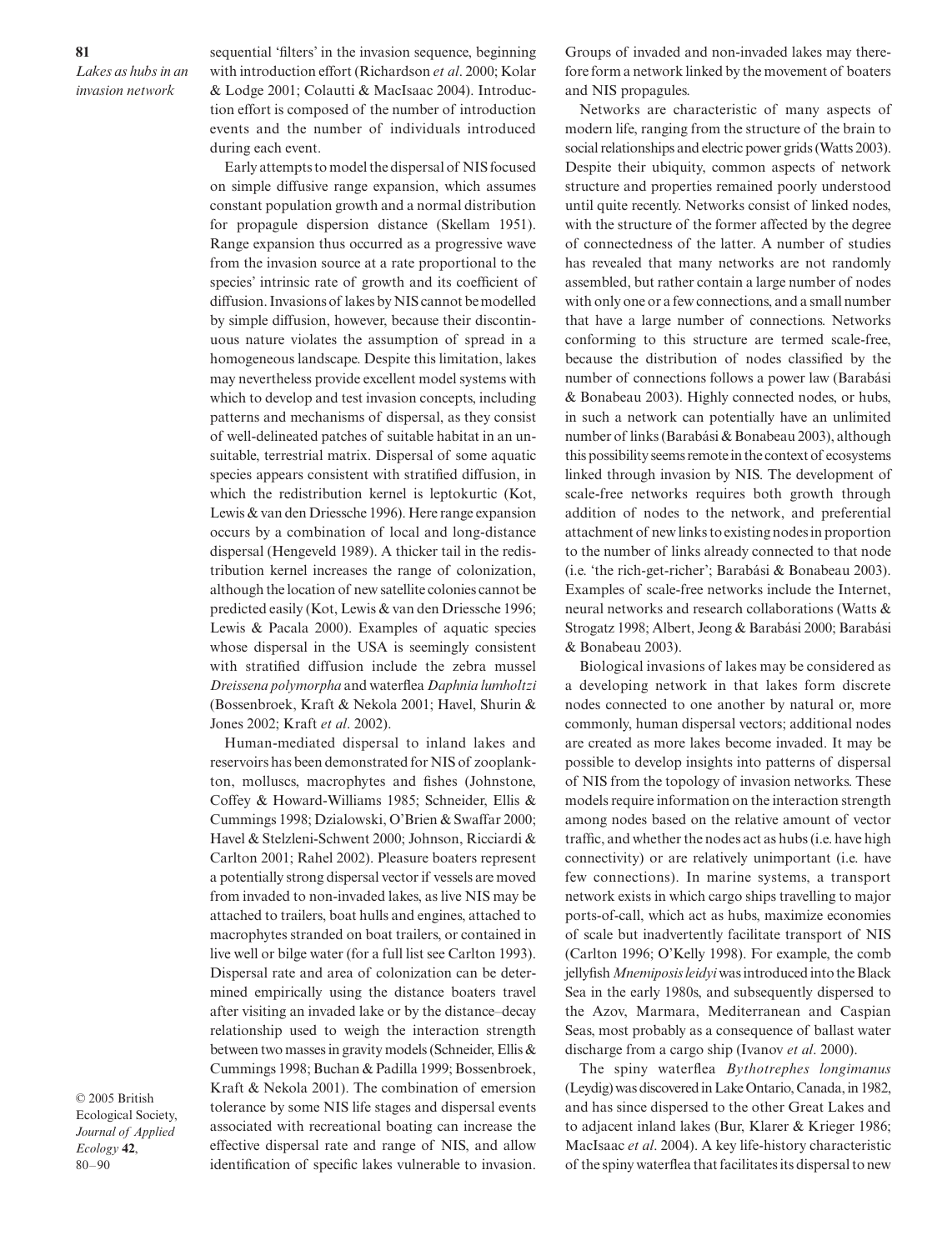sequential 'filters' in the invasion sequence, beginning with introduction effort (Richardson *et al*. 2000; Kolar & Lodge 2001; Colautti & MacIsaac 2004). Introduction effort is composed of the number of introduction events and the number of individuals introduced during each event.

Early attempts to model the dispersal of NIS focused on simple diffusive range expansion, which assumes constant population growth and a normal distribution for propagule dispersion distance (Skellam 1951). Range expansion thus occurred as a progressive wave from the invasion source at a rate proportional to the species' intrinsic rate of growth and its coefficient of diffusion. Invasions of lakes by NIS cannot be modelled by simple diffusion, however, because their discontinuous nature violates the assumption of spread in a homogeneous landscape. Despite this limitation, lakes may nevertheless provide excellent model systems with which to develop and test invasion concepts, including patterns and mechanisms of dispersal, as they consist of well-delineated patches of suitable habitat in an unsuitable, terrestrial matrix. Dispersal of some aquatic species appears consistent with stratified diffusion, in which the redistribution kernel is leptokurtic (Kot, Lewis & van den Driessche 1996). Here range expansion occurs by a combination of local and long-distance dispersal (Hengeveld 1989). A thicker tail in the redistribution kernel increases the range of colonization, although the location of new satellite colonies cannot be predicted easily (Kot, Lewis & van den Driessche 1996; Lewis & Pacala 2000). Examples of aquatic species whose dispersal in the USA is seemingly consistent with stratified diffusion include the zebra mussel *Dreissena polymorpha* and waterflea *Daphnia lumholtzi* (Bossenbroek, Kraft & Nekola 2001; Havel, Shurin & Jones 2002; Kraft *et al*. 2002).

Human-mediated dispersal to inland lakes and reservoirs has been demonstrated for NIS of zooplankton, molluscs, macrophytes and fishes (Johnstone, Coffey & Howard-Williams 1985; Schneider, Ellis & Cummings 1998; Dzialowski, O'Brien & Swaffar 2000; Havel & Stelzleni-Schwent 2000; Johnson, Ricciardi & Carlton 2001; Rahel 2002). Pleasure boaters represent a potentially strong dispersal vector if vessels are moved from invaded to non-invaded lakes, as live NIS may be attached to trailers, boat hulls and engines, attached to macrophytes stranded on boat trailers, or contained in live well or bilge water (for a full list see Carlton 1993). Dispersal rate and area of colonization can be determined empirically using the distance boaters travel after visiting an invaded lake or by the distance–decay relationship used to weigh the interaction strength between two masses in gravity models (Schneider, Ellis & Cummings 1998; Buchan & Padilla 1999; Bossenbroek, Kraft & Nekola 2001). The combination of emersion tolerance by some NIS life stages and dispersal events associated with recreational boating can increase the effective dispersal rate and range of NIS, and allow identification of specific lakes vulnerable to invasion. Groups of invaded and non-invaded lakes may therefore form a network linked by the movement of boaters and NIS propagules.

Networks are characteristic of many aspects of modern life, ranging from the structure of the brain to social relationships and electric power grids (Watts 2003). Despite their ubiquity, common aspects of network structure and properties remained poorly understood until quite recently. Networks consist of linked nodes, with the structure of the former affected by the degree of connectedness of the latter. A number of studies has revealed that many networks are not randomly assembled, but rather contain a large number of nodes with only one or a few connections, and a small number that have a large number of connections. Networks conforming to this structure are termed scale-free, because the distribution of nodes classified by the number of connections follows a power law (Barabási & Bonabeau 2003). Highly connected nodes, or hubs, in such a network can potentially have an unlimited number of links (Barabási & Bonabeau 2003), although this possibility seems remote in the context of ecosystems linked through invasion by NIS. The development of scale-free networks requires both growth through addition of nodes to the network, and preferential attachment of new links to existing nodes in proportion to the number of links already connected to that node (i.e. 'the rich-get-richer'; Barabási & Bonabeau 2003). Examples of scale-free networks include the Internet, neural networks and research collaborations (Watts & Strogatz 1998; Albert, Jeong & Barabási 2000; Barabási & Bonabeau 2003).

Biological invasions of lakes may be considered as a developing network in that lakes form discrete nodes connected to one another by natural or, more commonly, human dispersal vectors; additional nodes are created as more lakes become invaded. It may be possible to develop insights into patterns of dispersal of NIS from the topology of invasion networks. These models require information on the interaction strength among nodes based on the relative amount of vector traffic, and whether the nodes act as hubs (i.e. have high connectivity) or are relatively unimportant (i.e. have few connections). In marine systems, a transport network exists in which cargo ships travelling to major ports-of-call, which act as hubs, maximize economies of scale but inadvertently facilitate transport of NIS (Carlton 1996; O'Kelly 1998). For example, the comb jellyfish *Mnemiposis leidyi* was introduced into the Black Sea in the early 1980s, and subsequently dispersed to the Azov, Marmara, Mediterranean and Caspian Seas, most probably as a consequence of ballast water discharge from a cargo ship (Ivanov *et al*. 2000).

The spiny waterflea *Bythotrephes longimanus* (Leydig) was discovered in Lake Ontario, Canada, in 1982, and has since dispersed to the other Great Lakes and to adjacent inland lakes (Bur, Klarer & Krieger 1986; MacIsaac *et al*. 2004). A key life-history characteristic of the spiny waterflea that facilitates its dispersal to new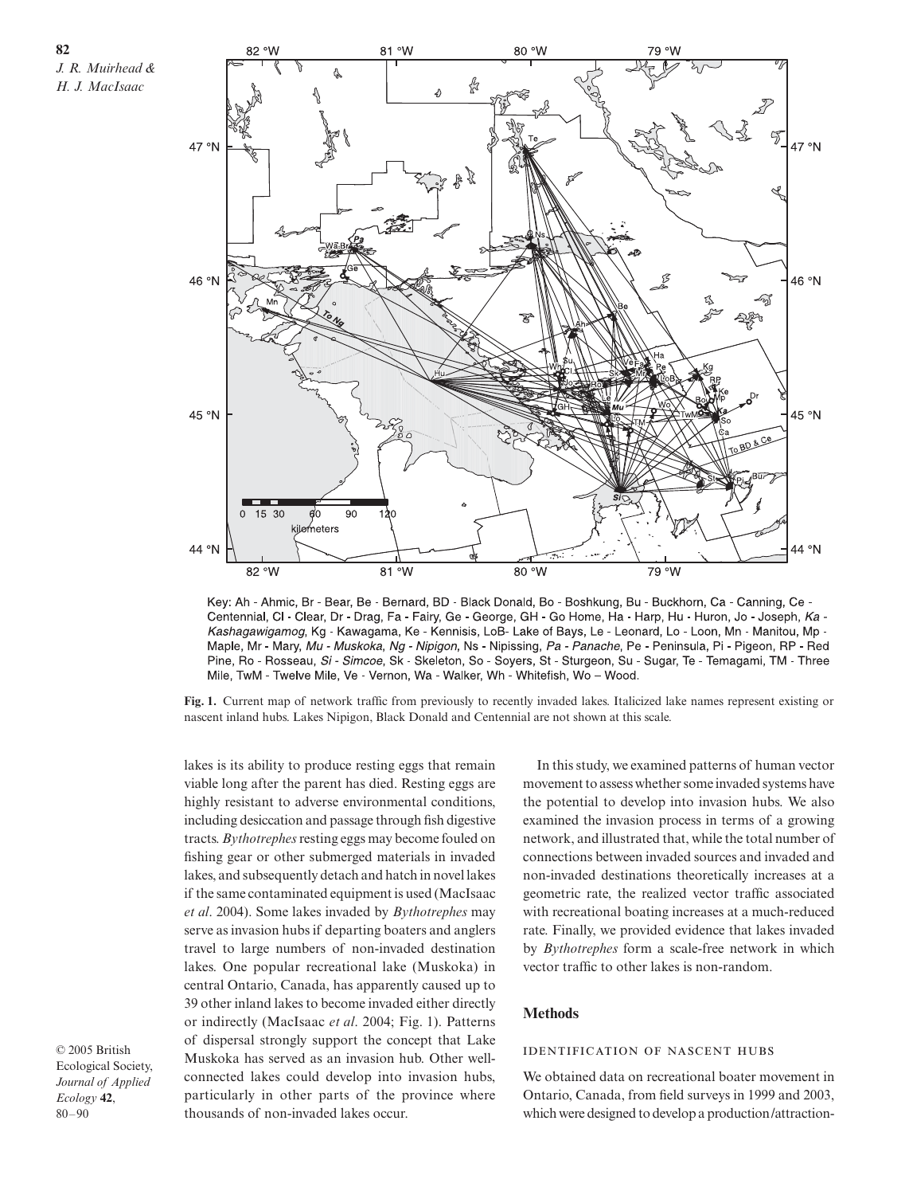Key: Ah - Ahmic, Br - Bear, Be - Bernard, BD - Black Donald, Bo - Boshkung, Bu - Buckhorn, Ca - Canning, Ce - Centennial, Cl - Clear, Dr - Drag, Fa - Fairy, Ge - George, GH - Go Home, Ha - Harp, Hu - Huron, Jo - Joseph, *Ka - Kashagawigamog*, Kg - Kawagama, Ke - Kennisis, LoB- Lake of Bays, Le - Leonard, Lo - Loon, Mn - Manitou, Mp - Maple, Mr - Mary, *Mu - Muskoka*, *Ng - Nipigon*, Ns - Nipissing, *Pa - Panache*, Pe - Peninsula, Pi - Pigeon, RP - Red Pine, Ro - Rosseau, *Si - Simcoe*, Sk - Skeleton, So - Soyers, St - Sturgeon, Su - Sugar, Te - Temagami, TM - Three Mile, TwM - Twelve Mile, Ve - Vernon, Wa - Walker, Wh - Whitefish, Wo – Wood.

**Fig. 1.** Current map of network traffic from previously to recently invaded lakes. Italicized lake names represent existing or nascent inland hubs. Lakes Nipigon, Black Donald and Centennial are not shown at this scale.

lakes is its ability to produce resting eggs that remain viable long after the parent has died. Resting eggs are highly resistant to adverse environmental conditions, including desiccation and passage through fish digestive tracts. *Bythotrephes* resting eggs may become fouled on fishing gear or other submerged materials in invaded lakes, and subsequently detach and hatch in novel lakes if the same contaminated equipment is used (MacIsaac *et al*. 2004). Some lakes invaded by *Bythotrephes* may serve as invasion hubs if departing boaters and anglers travel to large numbers of non-invaded destination lakes. One popular recreational lake (Muskoka) in central Ontario, Canada, has apparently caused up to 39 other inland lakes to become invaded either directly or indirectly (MacIsaac *et al*. 2004; Fig. 1). Patterns of dispersal strongly support the concept that Lake Muskoka has served as an invasion hub. Other well-connected lakes could develop into invasion hubs, particularly in other parts of the province where thousands of non-invaded lakes occur.

In this study, we examined patterns of human vector movement to assess whether some invaded systems have the potential to develop into invasion hubs. We also examined the invasion process in terms of a growing network, and illustrated that, while the total number of connections between invaded sources and invaded and non-invaded destinations theoretically increases at a geometric rate, the realized vector traffic associated with recreational boating increases at a much-reduced rate. Finally, we provided evidence that lakes invaded by *Bythotrephes* form a scale-free network in which vector traffic to other lakes is non-random.

## Methods

### IDENTIFICATION OF NASCENT HUBS

We obtained data on recreational boater movement in Ontario, Canada, from field surveys in 1999 and 2003, which were designed to develop a production/attraction-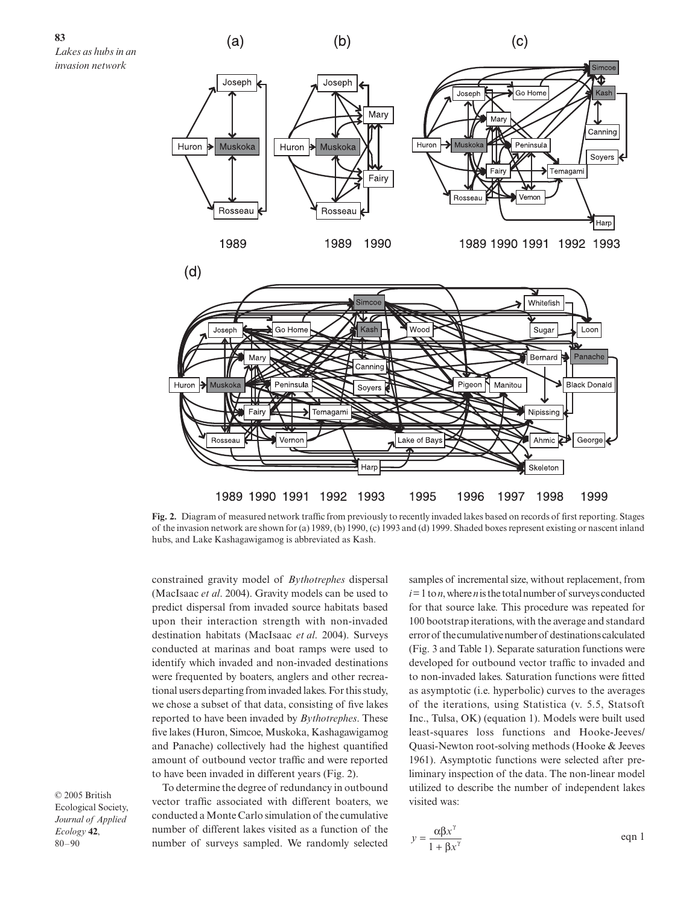**Fig. 2.** Diagram of measured network traffic from previously to recently invaded lakes based on records of first reporting. Stages of the invasion network are shown for (a) 1989, (b) 1990, (c) 1993 and (d) 1999. Shaded boxes represent existing or nascent inland hubs, and Lake Kashagawigamog is abbreviated as Kash.

constrained gravity model of *Bythotrephes* dispersal (MacIsaac *et al*. 2004). Gravity models can be used to predict dispersal from invaded source habitats based upon their interaction strength with non-invaded destination habitats (MacIsaac *et al*. 2004). Surveys conducted at marinas and boat ramps were used to identify which invaded and non-invaded destinations were frequented by boaters, anglers and other recreational users departing from invaded lakes. For this study, we chose a subset of that data, consisting of five lakes reported to have been invaded by *Bythotrephes*. These five lakes (Huron, Simcoe, Muskoka, Kashagawigamog and Panache) collectively had the highest quantified amount of outbound vector traffic and were reported to have been invaded in different years (Fig. 2).

To determine the degree of redundancy in outbound vector traffic associated with different boaters, we conducted a Monte Carlo simulation of the cumulative number of different lakes visited as a function of the number of surveys sampled. We randomly selected samples of incremental size, without replacement, from $i = 1$ to $n$, where $n$ is the total number of surveys conducted for that source lake. This procedure was repeated for 100 bootstrap iterations, with the average and standard error of the cumulative number of destinations calculated (Fig. 3 and Table 1). Separate saturation functions were developed for outbound vector traffic to invaded and to non-invaded lakes. Saturation functions were fitted as asymptotic (i.e. hyperbolic) curves to the averages of the iterations, using Statistica (v. 5.5, Statsoft Inc., Tulsa, OK) (equation 1). Models were built used least-squares loss functions and Hooke-Jeeves/Quasi-Newton root-solving methods (Hooke & Jeeves 1961). Asymptotic functions were selected after preliminary inspection of the data. The non-linear model utilized to describe the number of independent lakes visited was:

$$y = \frac{\alpha\beta x^{\gamma}}{1 + \beta x^{\gamma}} \qquad \text{eqn 1}$$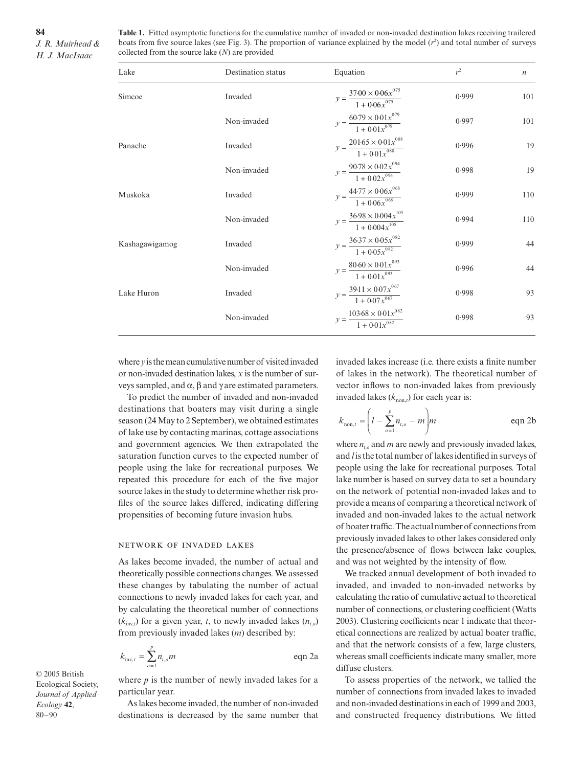**Table 1.** Fitted asymptotic functions for the cumulative number of invaded or non-invaded destination lakes receiving trailered boats from five source lakes (see Fig. 3). The proportion of variance explained by the model ($r^2$) and total number of surveys collected from the source lake ($N$) are provided

| Lake | Destination status | Equation | $r^2$ | $n$ |
|---|---|---|---|---|
| Simcoe | Invaded | $y = \dfrac{37{\cdot}00 \times 0{\cdot}06x^{0{\cdot}75}}{1 + 0{\cdot}06x^{0{\cdot}75}}$ | 0·999 | 101 |
| | Non-invaded | $y = \dfrac{60{\cdot}79 \times 0{\cdot}01x^{0{\cdot}79}}{1 + 0{\cdot}01x^{0{\cdot}79}}$ | 0·997 | 101 |
| Panache | Invaded | $y = \dfrac{201{\cdot}65 \times 0{\cdot}01x^{0{\cdot}88}}{1 + 0{\cdot}01x^{0{\cdot}88}}$ | 0·996 | 19 |
| | Non-invaded | $y = \dfrac{90{\cdot}78 \times 0{\cdot}02x^{0{\cdot}94}}{1 + 0{\cdot}02x^{0{\cdot}94}}$ | 0·998 | 19 |
| Muskoka | Invaded | $y = \dfrac{44{\cdot}77 \times 0{\cdot}06x^{0{\cdot}68}}{1 + 0{\cdot}06x^{0{\cdot}68}}$ | 0·999 | 110 |
| | Non-invaded | $y = \dfrac{36{\cdot}98 \times 0{\cdot}004x^{1{\cdot}05}}{1 + 0{\cdot}004x^{1{\cdot}05}}$ | 0·994 | 110 |
| Kashagawigamog | Invaded | $y = \dfrac{36{\cdot}37 \times 0{\cdot}05x^{0{\cdot}82}}{1 + 0{\cdot}05x^{0{\cdot}82}}$ | 0·999 | 44 |
| | Non-invaded | $y = \dfrac{80{\cdot}60 \times 0{\cdot}01x^{0{\cdot}93}}{1 + 0{\cdot}01x^{0{\cdot}93}}$ | 0·996 | 44 |
| Lake Huron | Invaded | $y = \dfrac{39{\cdot}11 \times 0{\cdot}07x^{0{\cdot}67}}{1 + 0{\cdot}07x^{0{\cdot}67}}$ | 0·998 | 93 |
| | Non-invaded | $y = \dfrac{103{\cdot}68 \times 0{\cdot}01x^{0{\cdot}82}}{1 + 0{\cdot}01x^{0{\cdot}82}}$ | 0·998 | 93 |

where $y$ is the mean cumulative number of visited invaded or non-invaded destination lakes, $x$ is the number of surveys sampled, and $\alpha$, $\beta$ and $\gamma$ are estimated parameters.

To predict the number of invaded and non-invaded destinations that boaters may visit during a single season (24 May to 2 September), we obtained estimates of lake use by contacting marinas, cottage associations and government agencies. We then extrapolated the saturation function curves to the expected number of people using the lake for recreational purposes. We repeated this procedure for each of the five major source lakes in the study to determine whether risk profiles of the source lakes differed, indicating differing propensities of becoming future invasion hubs.

## Network of invaded lakes

As lakes become invaded, the number of actual and theoretically possible connections changes. We assessed these changes by tabulating the number of actual connections to newly invaded lakes for each year, and by calculating the theoretical number of connections ($k_{\text{inv},t}$) for a given year, $t$, to newly invaded lakes ($n_{t,o}$) from previously invaded lakes ($m$) described by:

$$k_{\text{inv},t} = \sum_{o=1}^{p} n_{t,o} m \qquad \text{eqn 2a}$$

where $p$ is the number of newly invaded lakes for a particular year.

As lakes become invaded, the number of non-invaded destinations is decreased by the same number that invaded lakes increase (i.e. there exists a finite number of lakes in the network). The theoretical number of vector inflows to non-invaded lakes from previously invaded lakes ($k_{\text{non},t}$) for each year is:

$$k_{\text{non},t} = \left( l - \sum_{o=1}^{p} n_{t,o} - m \right) m \qquad \text{eqn 2b}$$

where $n_{t,o}$ and $m$ are newly and previously invaded lakes, and $l$ is the total number of lakes identified in surveys of people using the lake for recreational purposes. Total lake number is based on survey data to set a boundary on the network of potential non-invaded lakes and to provide a means of comparing a theoretical network of invaded and non-invaded lakes to the actual network of boater traffic. The actual number of connections from previously invaded lakes to other lakes considered only the presence/absence of flows between lake couples, and was not weighted by the intensity of flow.

We tracked annual development of both invaded to invaded, and invaded to non-invaded networks by calculating the ratio of cumulative actual to theoretical number of connections, or clustering coefficient (Watts 2003). Clustering coefficients near 1 indicate that theoretical connections are realized by actual boater traffic, and that the network consists of a few, large clusters, whereas small coefficients indicate many smaller, more diffuse clusters.

To assess properties of the network, we tallied the number of connections from invaded lakes to invaded and non-invaded destinations in each of 1999 and 2003, and constructed frequency distributions. We fitted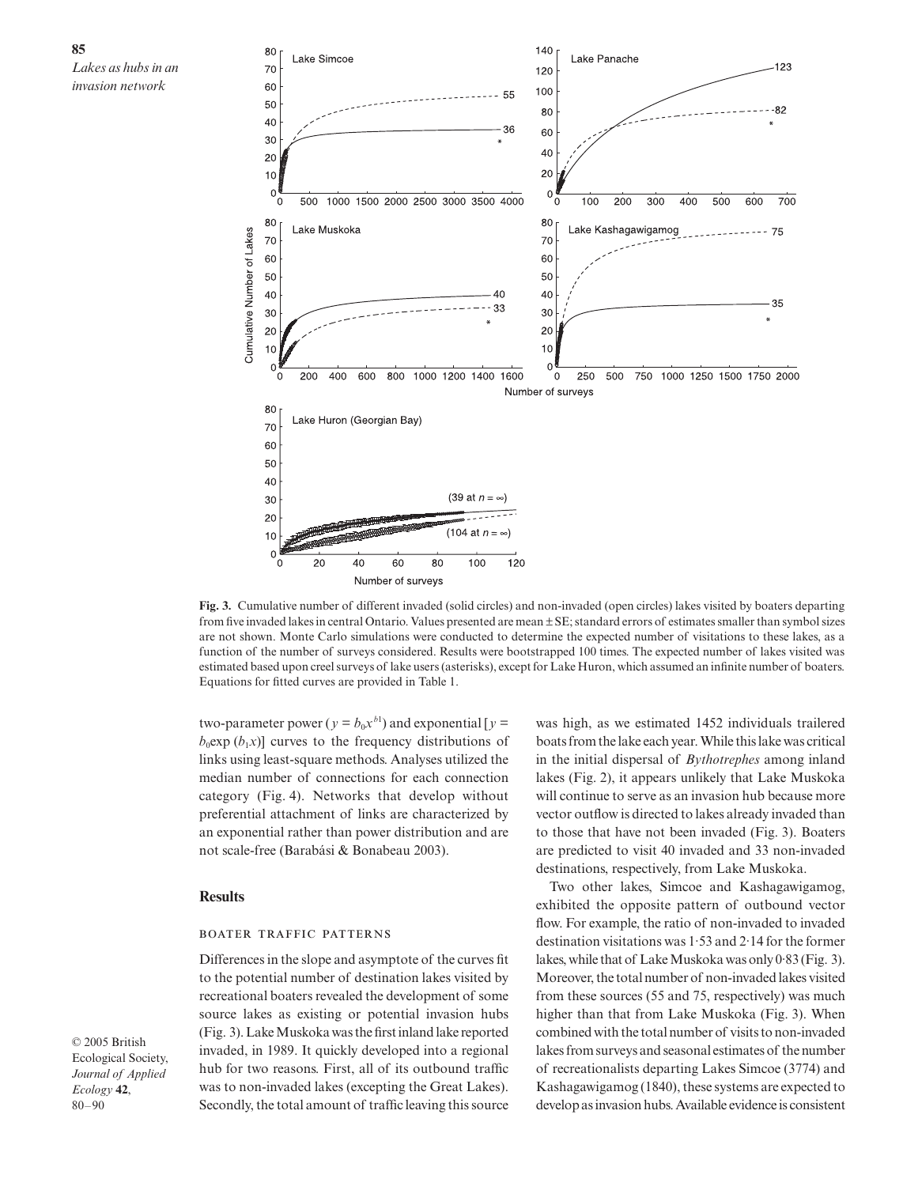**Fig. 3.** Cumulative number of different invaded (solid circles) and non-invaded (open circles) lakes visited by boaters departing from five invaded lakes in central Ontario. Values presented are mean ± SE; standard errors of estimates smaller than symbol sizes are not shown. Monte Carlo simulations were conducted to determine the expected number of visitations to these lakes, as a function of the number of surveys considered. Results were bootstrapped 100 times. The expected number of lakes visited was estimated based upon creel surveys of lake users (asterisks), except for Lake Huron, which assumed an infinite number of boaters. Equations for fitted curves are provided in Table 1.

two-parameter power ($y = b_0x^{b1}$) and exponential [$y = b_0\exp(b_1x)$] curves to the frequency distributions of links using least-square methods. Analyses utilized the median number of connections for each connection category (Fig. 4). Networks that develop without preferential attachment of links are characterized by an exponential rather than power distribution and are not scale-free (Barabási & Bonabeau 2003).

## Results

### BOATER TRAFFIC PATTERNS

Differences in the slope and asymptote of the curves fit to the potential number of destination lakes visited by recreational boaters revealed the development of some source lakes as existing or potential invasion hubs (Fig. 3). Lake Muskoka was the first inland lake reported invaded, in 1989. It quickly developed into a regional hub for two reasons. First, all of its outbound traffic was to non-invaded lakes (excepting the Great Lakes). Secondly, the total amount of traffic leaving this source was high, as we estimated 1452 individuals trailered boats from the lake each year. While this lake was critical in the initial dispersal of *Bythotrephes* among inland lakes (Fig. 2), it appears unlikely that Lake Muskoka will continue to serve as an invasion hub because more vector outflow is directed to lakes already invaded than to those that have not been invaded (Fig. 3). Boaters are predicted to visit 40 invaded and 33 non-invaded destinations, respectively, from Lake Muskoka.

Two other lakes, Simcoe and Kashagawigamog, exhibited the opposite pattern of outbound vector flow. For example, the ratio of non-invaded to invaded destination visitations was 1·53 and 2·14 for the former lakes, while that of Lake Muskoka was only 0·83 (Fig. 3). Moreover, the total number of non-invaded lakes visited from these sources (55 and 75, respectively) was much higher than that from Lake Muskoka (Fig. 3). When combined with the total number of visits to non-invaded lakes from surveys and seasonal estimates of the number of recreationalists departing Lakes Simcoe (3774) and Kashagawigamog (1840), these systems are expected to develop as invasion hubs. Available evidence is consistent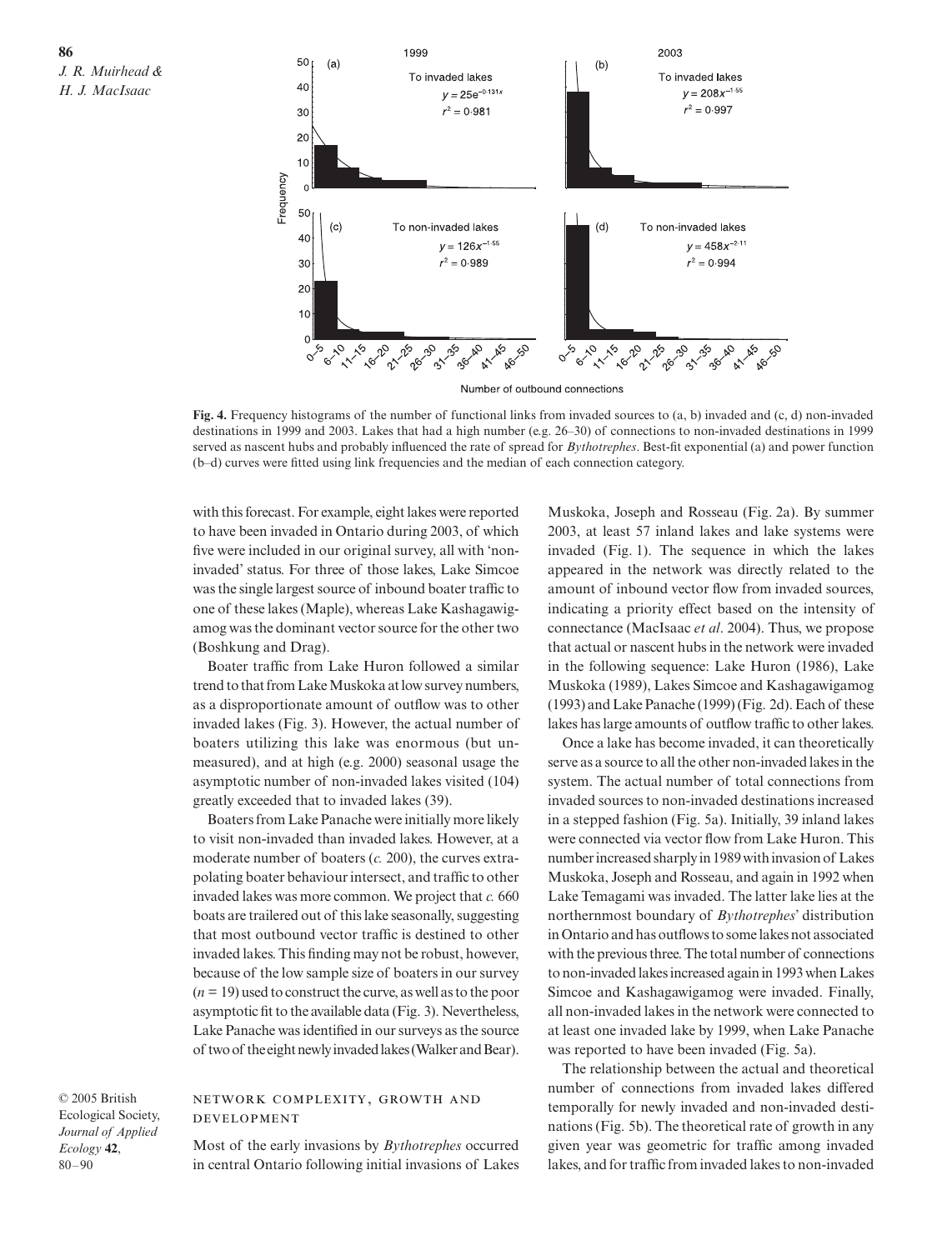**Fig. 4.** Frequency histograms of the number of functional links from invaded sources to (a, b) invaded and (c, d) non-invaded destinations in 1999 and 2003. Lakes that had a high number (e.g. 26–30) of connections to non-invaded destinations in 1999 served as nascent hubs and probably influenced the rate of spread for *Bythotrephes*. Best-fit exponential (a) and power function (b–d) curves were fitted using link frequencies and the median of each connection category.

with this forecast. For example, eight lakes were reported to have been invaded in Ontario during 2003, of which five were included in our original survey, all with 'non-invaded' status. For three of those lakes, Lake Simcoe was the single largest source of inbound boater traffic to one of these lakes (Maple), whereas Lake Kashagawigamog was the dominant vector source for the other two (Boshkung and Drag).

Boater traffic from Lake Huron followed a similar trend to that from Lake Muskoka at low survey numbers, as a disproportionate amount of outflow was to other invaded lakes (Fig. 3). However, the actual number of boaters utilizing this lake was enormous (but unmeasured), and at high (e.g. 2000) seasonal usage the asymptotic number of non-invaded lakes visited (104) greatly exceeded that to invaded lakes (39).

Boaters from Lake Panache were initially more likely to visit non-invaded than invaded lakes. However, at a moderate number of boaters (*c.* 200), the curves extrapolating boater behaviour intersect, and traffic to other invaded lakes was more common. We project that *c.* 660 boats are trailered out of this lake seasonally, suggesting that most outbound vector traffic is destined to other invaded lakes. This finding may not be robust, however, because of the low sample size of boaters in our survey ($n = 19$) used to construct the curve, as well as to the poor asymptotic fit to the available data (Fig. 3). Nevertheless, Lake Panache was identified in our surveys as the source of two of the eight newly invaded lakes (Walker and Bear).

## NETWORK COMPLEXITY, GROWTH AND DEVELOPMENT

Most of the early invasions by *Bythotrephes* occurred in central Ontario following initial invasions of Lakes Muskoka, Joseph and Rosseau (Fig. 2a). By summer 2003, at least 57 inland lakes and lake systems were invaded (Fig. 1). The sequence in which the lakes appeared in the network was directly related to the amount of inbound vector flow from invaded sources, indicating a priority effect based on the intensity of connectance (MacIsaac *et al*. 2004). Thus, we propose that actual or nascent hubs in the network were invaded in the following sequence: Lake Huron (1986), Lake Muskoka (1989), Lakes Simcoe and Kashagawigamog (1993) and Lake Panache (1999) (Fig. 2d). Each of these lakes has large amounts of outflow traffic to other lakes.

Once a lake has become invaded, it can theoretically serve as a source to all the other non-invaded lakes in the system. The actual number of total connections from invaded sources to non-invaded destinations increased in a stepped fashion (Fig. 5a). Initially, 39 inland lakes were connected via vector flow from Lake Huron. This number increased sharply in 1989 with invasion of Lakes Muskoka, Joseph and Rosseau, and again in 1992 when Lake Temagami was invaded. The latter lake lies at the northernmost boundary of *Bythotrephes*' distribution in Ontario and has outflows to some lakes not associated with the previous three. The total number of connections to non-invaded lakes increased again in 1993 when Lakes Simcoe and Kashagawigamog were invaded. Finally, all non-invaded lakes in the network were connected to at least one invaded lake by 1999, when Lake Panache was reported to have been invaded (Fig. 5a).

The relationship between the actual and theoretical number of connections from invaded lakes differed temporally for newly invaded and non-invaded destinations (Fig. 5b). The theoretical rate of growth in any given year was geometric for traffic among invaded lakes, and for traffic from invaded lakes to non-invaded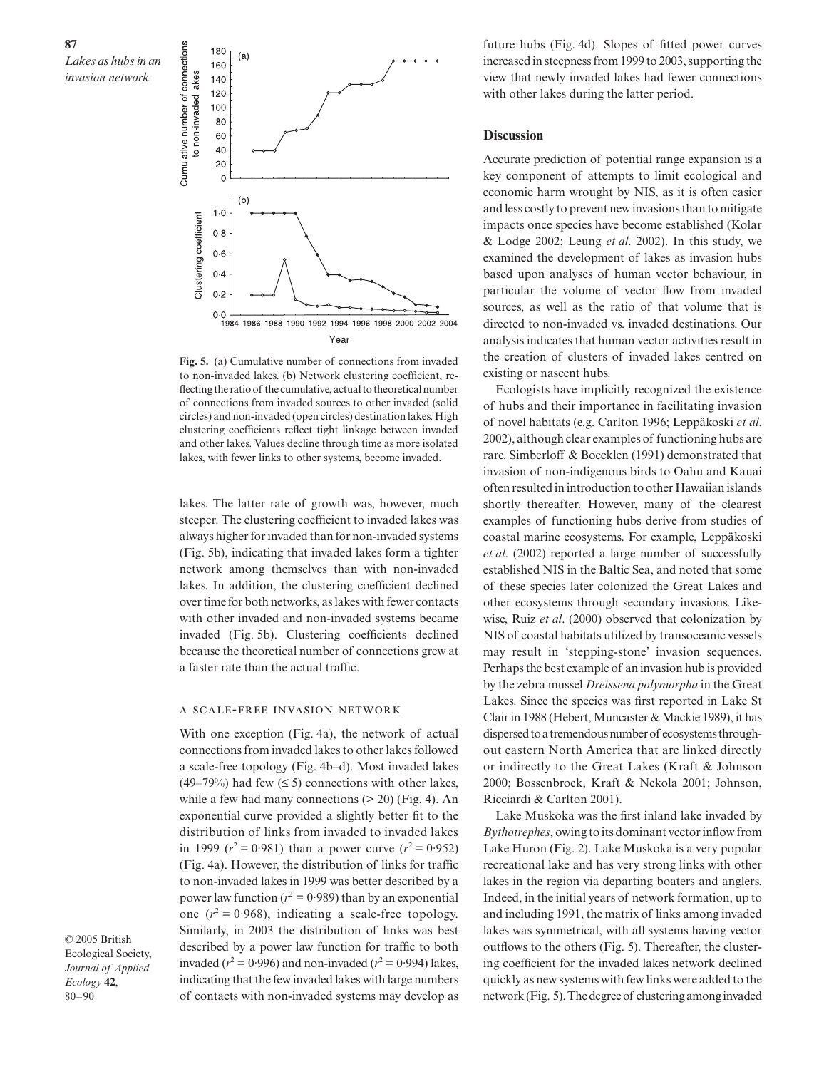**Fig. 5.** (a) Cumulative number of connections from invaded to non-invaded lakes. (b) Network clustering coefficient, reflecting the ratio of the cumulative, actual to theoretical number of connections from invaded sources to other invaded (solid circles) and non-invaded (open circles) destination lakes. High clustering coefficients reflect tight linkage between invaded and other lakes. Values decline through time as more isolated lakes, with fewer links to other systems, become invaded.

lakes. The latter rate of growth was, however, much steeper. The clustering coefficient to invaded lakes was always higher for invaded than for non-invaded systems (Fig. 5b), indicating that invaded lakes form a tighter network among themselves than with non-invaded lakes. In addition, the clustering coefficient declined over time for both networks, as lakes with fewer contacts with other invaded and non-invaded systems became invaded (Fig. 5b). Clustering coefficients declined because the theoretical number of connections grew at a faster rate than the actual traffic.

### A scale-free invasion network

With one exception (Fig. 4a), the network of actual connections from invaded lakes to other lakes followed a scale-free topology (Fig. 4b–d). Most invaded lakes (49–79%) had few (≤ 5) connections with other lakes, while a few had many connections (> 20) (Fig. 4). An exponential curve provided a slightly better fit to the distribution of links from invaded to invaded lakes in 1999 ($r^2 = 0{\cdot}981$) than a power curve ($r^2 = 0{\cdot}952$) (Fig. 4a). However, the distribution of links for traffic to non-invaded lakes in 1999 was better described by a power law function ($r^2 = 0{\cdot}989$) than by an exponential one ($r^2 = 0{\cdot}968$), indicating a scale-free topology. Similarly, in 2003 the distribution of links was best described by a power law function for traffic to both invaded ($r^2 = 0{\cdot}996$) and non-invaded ($r^2 = 0{\cdot}994$) lakes, indicating that the few invaded lakes with large numbers of contacts with non-invaded systems may develop as future hubs (Fig. 4d). Slopes of fitted power curves increased in steepness from 1999 to 2003, supporting the view that newly invaded lakes had fewer connections with other lakes during the latter period.

## Discussion

Accurate prediction of potential range expansion is a key component of attempts to limit ecological and economic harm wrought by NIS, as it is often easier and less costly to prevent new invasions than to mitigate impacts once species have become established (Kolar & Lodge 2002; Leung *et al*. 2002). In this study, we examined the development of lakes as invasion hubs based upon analyses of human vector behaviour, in particular the volume of vector flow from invaded sources, as well as the ratio of that volume that is directed to non-invaded vs. invaded destinations. Our analysis indicates that human vector activities result in the creation of clusters of invaded lakes centred on existing or nascent hubs.

Ecologists have implicitly recognized the existence of hubs and their importance in facilitating invasion of novel habitats (e.g. Carlton 1996; Leppäkoski *et al*. 2002), although clear examples of functioning hubs are rare. Simberloff & Boecklen (1991) demonstrated that invasion of non-indigenous birds to Oahu and Kauai often resulted in introduction to other Hawaiian islands shortly thereafter. However, many of the clearest examples of functioning hubs derive from studies of coastal marine ecosystems. For example, Leppäkoski *et al*. (2002) reported a large number of successfully established NIS in the Baltic Sea, and noted that some of these species later colonized the Great Lakes and other ecosystems through secondary invasions. Likewise, Ruiz *et al*. (2000) observed that colonization by NIS of coastal habitats utilized by transoceanic vessels may result in 'stepping-stone' invasion sequences. Perhaps the best example of an invasion hub is provided by the zebra mussel *Dreissena polymorpha* in the Great Lakes. Since the species was first reported in Lake St Clair in 1988 (Hebert, Muncaster & Mackie 1989), it has dispersed to a tremendous number of ecosystems throughout eastern North America that are linked directly or indirectly to the Great Lakes (Kraft & Johnson 2000; Bossenbroek, Kraft & Nekola 2001; Johnson, Ricciardi & Carlton 2001).

Lake Muskoka was the first inland lake invaded by *Bythotrephes*, owing to its dominant vector inflow from Lake Huron (Fig. 2). Lake Muskoka is a very popular recreational lake and has very strong links with other lakes in the region via departing boaters and anglers. Indeed, in the initial years of network formation, up to and including 1991, the matrix of links among invaded lakes was symmetrical, with all systems having vector outflows to the others (Fig. 5). Thereafter, the clustering coefficient for the invaded lakes network declined quickly as new systems with few links were added to the network (Fig. 5). The degree of clustering among invaded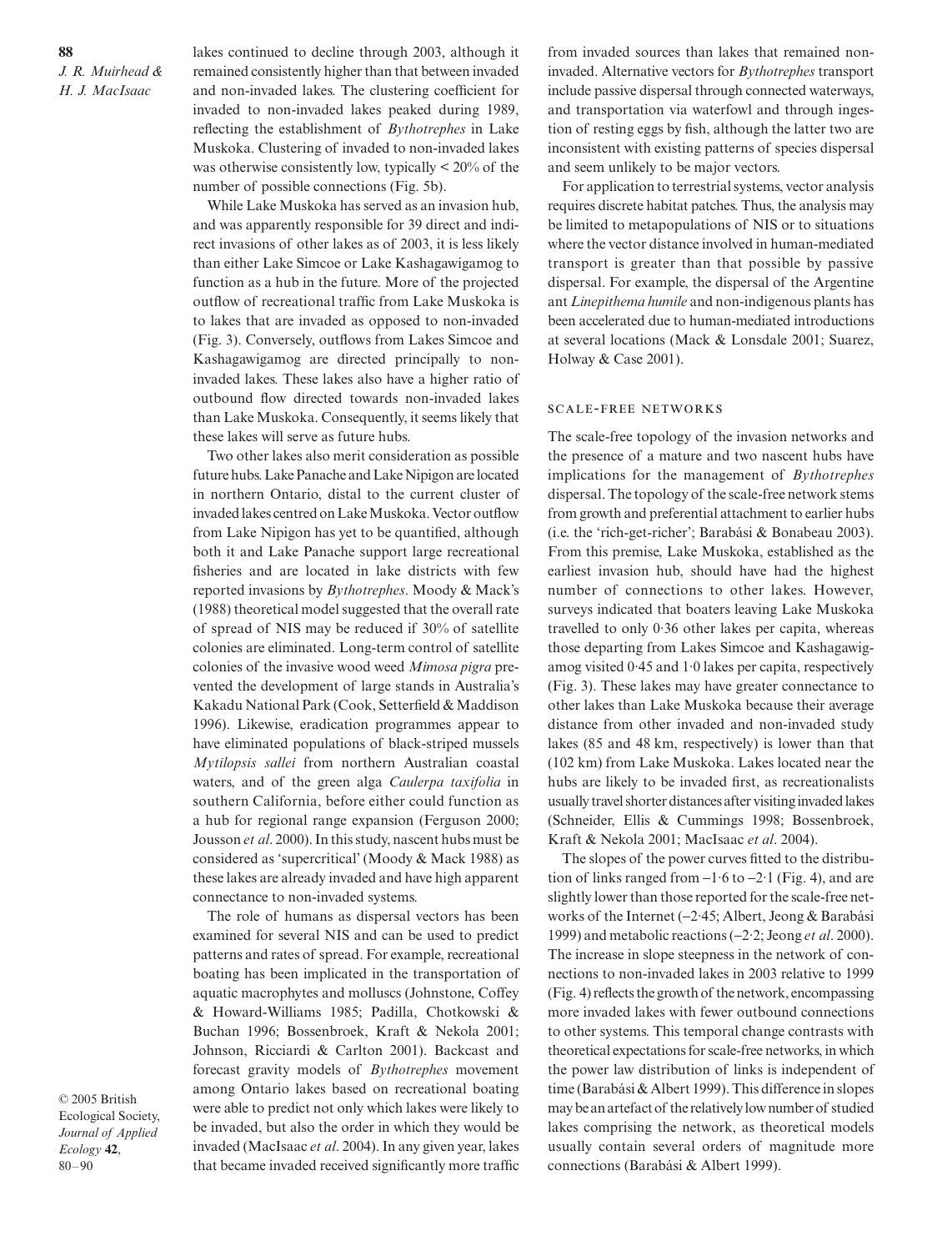lakes continued to decline through 2003, although it remained consistently higher than that between invaded and non-invaded lakes. The clustering coefficient for invaded to non-invaded lakes peaked during 1989, reflecting the establishment of *Bythotrephes* in Lake Muskoka. Clustering of invaded to non-invaded lakes was otherwise consistently low, typically < 20% of the number of possible connections (Fig. 5b).

While Lake Muskoka has served as an invasion hub, and was apparently responsible for 39 direct and indirect invasions of other lakes as of 2003, it is less likely than either Lake Simcoe or Lake Kashagawigamog to function as a hub in the future. More of the projected outflow of recreational traffic from Lake Muskoka is to lakes that are invaded as opposed to non-invaded (Fig. 3). Conversely, outflows from Lakes Simcoe and Kashagawigamog are directed principally to non-invaded lakes. These lakes also have a higher ratio of outbound flow directed towards non-invaded lakes than Lake Muskoka. Consequently, it seems likely that these lakes will serve as future hubs.

Two other lakes also merit consideration as possible future hubs. Lake Panache and Lake Nipigon are located in northern Ontario, distal to the current cluster of invaded lakes centred on Lake Muskoka. Vector outflow from Lake Nipigon has yet to be quantified, although both it and Lake Panache support large recreational fisheries and are located in lake districts with few reported invasions by *Bythotrephes*. Moody & Mack's (1988) theoretical model suggested that the overall rate of spread of NIS may be reduced if 30% of satellite colonies are eliminated. Long-term control of satellite colonies of the invasive wood weed *Mimosa pigra* prevented the development of large stands in Australia's Kakadu National Park (Cook, Setterfield & Maddison 1996). Likewise, eradication programmes appear to have eliminated populations of black-striped mussels *Mytilopsis sallei* from northern Australian coastal waters, and of the green alga *Caulerpa taxifolia* in southern California, before either could function as a hub for regional range expansion (Ferguson 2000; Jousson *et al*. 2000). In this study, nascent hubs must be considered as 'supercritical' (Moody & Mack 1988) as these lakes are already invaded and have high apparent connectance to non-invaded systems.

The role of humans as dispersal vectors has been examined for several NIS and can be used to predict patterns and rates of spread. For example, recreational boating has been implicated in the transportation of aquatic macrophytes and molluscs (Johnstone, Coffey & Howard-Williams 1985; Padilla, Chotkowski & Buchan 1996; Bossenbroek, Kraft & Nekola 2001; Johnson, Ricciardi & Carlton 2001). Backcast and forecast gravity models of *Bythotrephes* movement among Ontario lakes based on recreational boating were able to predict not only which lakes were likely to be invaded, but also the order in which they would be invaded (MacIsaac *et al*. 2004). In any given year, lakes that became invaded received significantly more traffic from invaded sources than lakes that remained non-invaded. Alternative vectors for *Bythotrephes* transport include passive dispersal through connected waterways, and transportation via waterfowl and through ingestion of resting eggs by fish, although the latter two are inconsistent with existing patterns of species dispersal and seem unlikely to be major vectors.

For application to terrestrial systems, vector analysis requires discrete habitat patches. Thus, the analysis may be limited to metapopulations of NIS or to situations where the vector distance involved in human-mediated transport is greater than that possible by passive dispersal. For example, the dispersal of the Argentine ant *Linepithema humile* and non-indigenous plants has been accelerated due to human-mediated introductions at several locations (Mack & Lonsdale 2001; Suarez, Holway & Case 2001).

## Scale-free networks

The scale-free topology of the invasion networks and the presence of a mature and two nascent hubs have implications for the management of *Bythotrephes* dispersal. The topology of the scale-free network stems from growth and preferential attachment to earlier hubs (i.e. the 'rich-get-richer'; Barabási & Bonabeau 2003). From this premise, Lake Muskoka, established as the earliest invasion hub, should have had the highest number of connections to other lakes. However, surveys indicated that boaters leaving Lake Muskoka travelled to only 0·36 other lakes per capita, whereas those departing from Lakes Simcoe and Kashagawigamog visited 0·45 and 1·0 lakes per capita, respectively (Fig. 3). These lakes may have greater connectance to other lakes than Lake Muskoka because their average distance from other invaded and non-invaded study lakes (85 and 48 km, respectively) is lower than that (102 km) from Lake Muskoka. Lakes located near the hubs are likely to be invaded first, as recreationalists usually travel shorter distances after visiting invaded lakes (Schneider, Ellis & Cummings 1998; Bossenbroek, Kraft & Nekola 2001; MacIsaac *et al*. 2004).

The slopes of the power curves fitted to the distribution of links ranged from −1·6 to −2·1 (Fig. 4), and are slightly lower than those reported for the scale-free networks of the Internet (−2·45; Albert, Jeong & Barabási 1999) and metabolic reactions (−2·2; Jeong *et al*. 2000). The increase in slope steepness in the network of connections to non-invaded lakes in 2003 relative to 1999 (Fig. 4) reflects the growth of the network, encompassing more invaded lakes with fewer outbound connections to other systems. This temporal change contrasts with theoretical expectations for scale-free networks, in which the power law distribution of links is independent of time (Barabási & Albert 1999). This difference in slopes may be an artefact of the relatively low number of studied lakes comprising the network, as theoretical models usually contain several orders of magnitude more connections (Barabási & Albert 1999).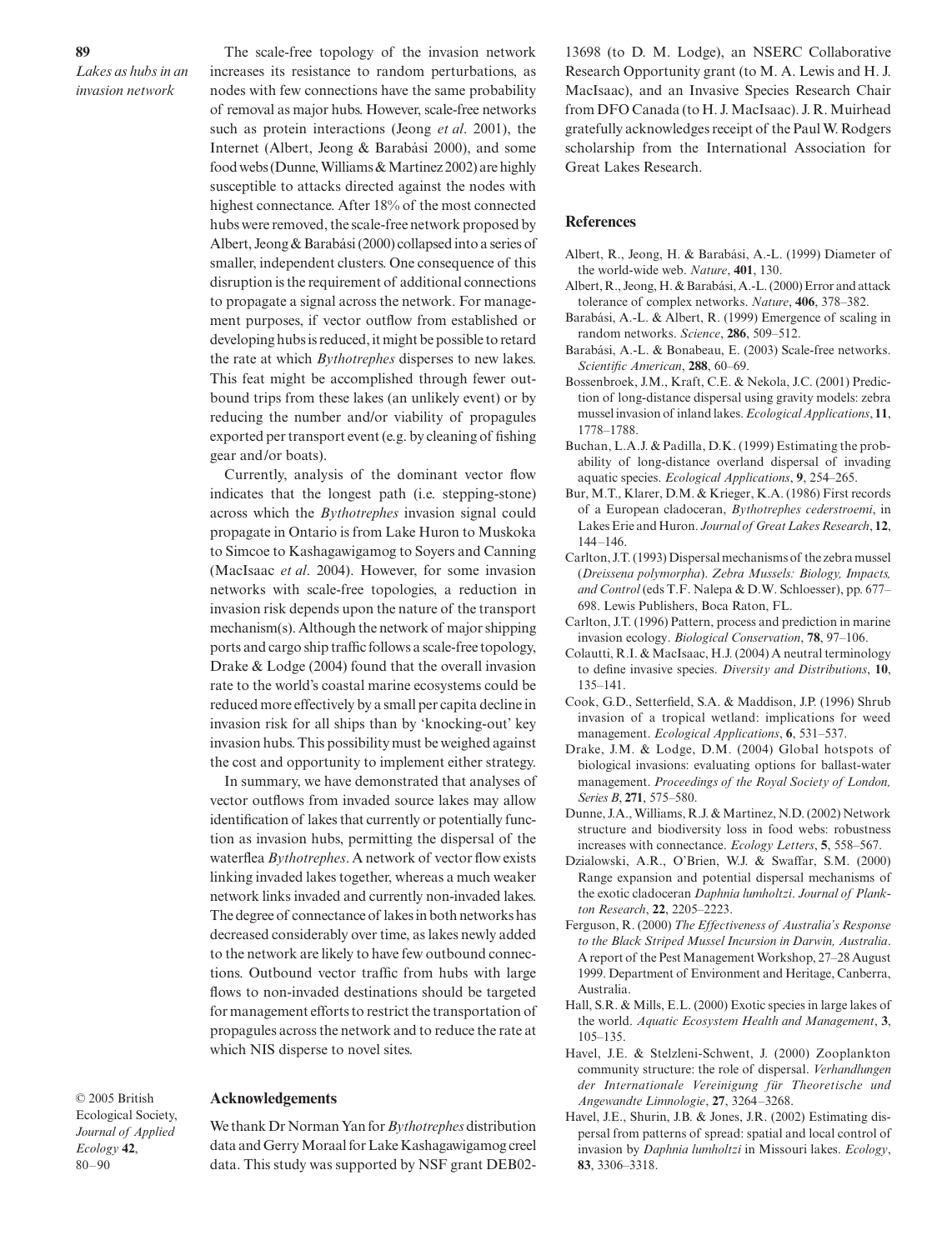The scale-free topology of the invasion network increases its resistance to random perturbations, as nodes with few connections have the same probability of removal as major hubs. However, scale-free networks such as protein interactions (Jeong *et al*. 2001), the Internet (Albert, Jeong & Barabási 2000), and some food webs (Dunne, Williams & Martinez 2002) are highly susceptible to attacks directed against the nodes with highest connectance. After 18% of the most connected hubs were removed, the scale-free network proposed by Albert, Jeong & Barabási (2000) collapsed into a series of smaller, independent clusters. One consequence of this disruption is the requirement of additional connections to propagate a signal across the network. For management purposes, if vector outflow from established or developing hubs is reduced, it might be possible to retard the rate at which *Bythotrephes* disperses to new lakes. This feat might be accomplished through fewer outbound trips from these lakes (an unlikely event) or by reducing the number and/or viability of propagules exported per transport event (e.g. by cleaning of fishing gear and/or boats).

Currently, analysis of the dominant vector flow indicates that the longest path (i.e. stepping-stone) across which the *Bythotrephes* invasion signal could propagate in Ontario is from Lake Huron to Muskoka to Simcoe to Kashagawigamog to Soyers and Canning (MacIsaac *et al*. 2004). However, for some invasion networks with scale-free topologies, a reduction in invasion risk depends upon the nature of the transport mechanism(s). Although the network of major shipping ports and cargo ship traffic follows a scale-free topology, Drake & Lodge (2004) found that the overall invasion rate to the world's coastal marine ecosystems could be reduced more effectively by a small per capita decline in invasion risk for all ships than by 'knocking-out' key invasion hubs. This possibility must be weighed against the cost and opportunity to implement either strategy.

In summary, we have demonstrated that analyses of vector outflows from invaded source lakes may allow identification of lakes that currently or potentially function as invasion hubs, permitting the dispersal of the waterflea *Bythotrephes*. A network of vector flow exists linking invaded lakes together, whereas a much weaker network links invaded and currently non-invaded lakes. The degree of connectance of lakes in both networks has decreased considerably over time, as lakes newly added to the network are likely to have few outbound connections. Outbound vector traffic from hubs with large flows to non-invaded destinations should be targeted for management efforts to restrict the transportation of propagules across the network and to reduce the rate at which NIS disperse to novel sites.

## Acknowledgements

We thank Dr Norman Yan for *Bythotrephes* distribution data and Gerry Moraal for Lake Kashagawigamog creel data. This study was supported by NSF grant DEB02-13698 (to D. M. Lodge), an NSERC Collaborative Research Opportunity grant (to M. A. Lewis and H. J. MacIsaac), and an Invasive Species Research Chair from DFO Canada (to H. J. MacIsaac). J. R. Muirhead gratefully acknowledges receipt of the Paul W. Rodgers scholarship from the International Association for Great Lakes Research.

## References

Albert, R., Jeong, H. & Barabási, A.-L. (1999) Diameter of the world-wide web. *Nature*, **401**, 130.

Albert, R., Jeong, H. & Barabási, A.-L. (2000) Error and attack tolerance of complex networks. *Nature*, **406**, 378–382.

Barabási, A.-L. & Albert, R. (1999) Emergence of scaling in random networks. *Science*, **286**, 509–512.

Barabási, A.-L. & Bonabeau, E. (2003) Scale-free networks. *Scientific American*, **288**, 60–69.

Bossenbroek, J.M., Kraft, C.E. & Nekola, J.C. (2001) Prediction of long-distance dispersal using gravity models: zebra mussel invasion of inland lakes. *Ecological Applications*, **11**, 1778–1788.

Buchan, L.A.J. & Padilla, D.K. (1999) Estimating the probability of long-distance overland dispersal of invading aquatic species. *Ecological Applications*, **9**, 254–265.

Bur, M.T., Klarer, D.M. & Krieger, K.A. (1986) First records of a European cladoceran, *Bythotrephes cederstroemi*, in Lakes Erie and Huron. *Journal of Great Lakes Research*, **12**, 144–146.

Carlton, J.T. (1993) Dispersal mechanisms of the zebra mussel (*Dreissena polymorpha*). *Zebra Mussels: Biology, Impacts, and Control* (eds T.F. Nalepa & D.W. Schloesser), pp. 677–698. Lewis Publishers, Boca Raton, FL.

Carlton, J.T. (1996) Pattern, process and prediction in marine invasion ecology. *Biological Conservation*, **78**, 97–106.

Colautti, R.I. & MacIsaac, H.J. (2004) A neutral terminology to define invasive species. *Diversity and Distributions*, **10**, 135–141.

Cook, G.D., Setterfield, S.A. & Maddison, J.P. (1996) Shrub invasion of a tropical wetland: implications for weed management. *Ecological Applications*, **6**, 531–537.

Drake, J.M. & Lodge, D.M. (2004) Global hotspots of biological invasions: evaluating options for ballast-water management. *Proceedings of the Royal Society of London, Series B*, **271**, 575–580.

Dunne, J.A., Williams, R.J. & Martinez, N.D. (2002) Network structure and biodiversity loss in food webs: robustness increases with connectance. *Ecology Letters*, **5**, 558–567.

Dzialowski, A.R., O'Brien, W.J. & Swaffar, S.M. (2000) Range expansion and potential dispersal mechanisms of the exotic cladoceran *Daphnia lumholtzi*. *Journal of Plankton Research*, **22**, 2205–2223.

Ferguson, R. (2000) *The Effectiveness of Australia's Response to the Black Striped Mussel Incursion in Darwin, Australia*. A report of the Pest Management Workshop, 27–28 August 1999. Department of Environment and Heritage, Canberra, Australia.

Hall, S.R. & Mills, E.L. (2000) Exotic species in large lakes of the world. *Aquatic Ecosystem Health and Management*, **3**, 105–135.

Havel, J.E. & Stelzleni-Schwent, J. (2000) Zooplankton community structure: the role of dispersal. *Verhandlungen der Internationale Vereinigung für Theoretische und Angewandte Limnologie*, **27**, 3264–3268.

Havel, J.E., Shurin, J.B. & Jones, J.R. (2002) Estimating dispersal from patterns of spread: spatial and local control of invasion by *Daphnia lumholtzi* in Missouri lakes. *Ecology*, **83**, 3306–3318.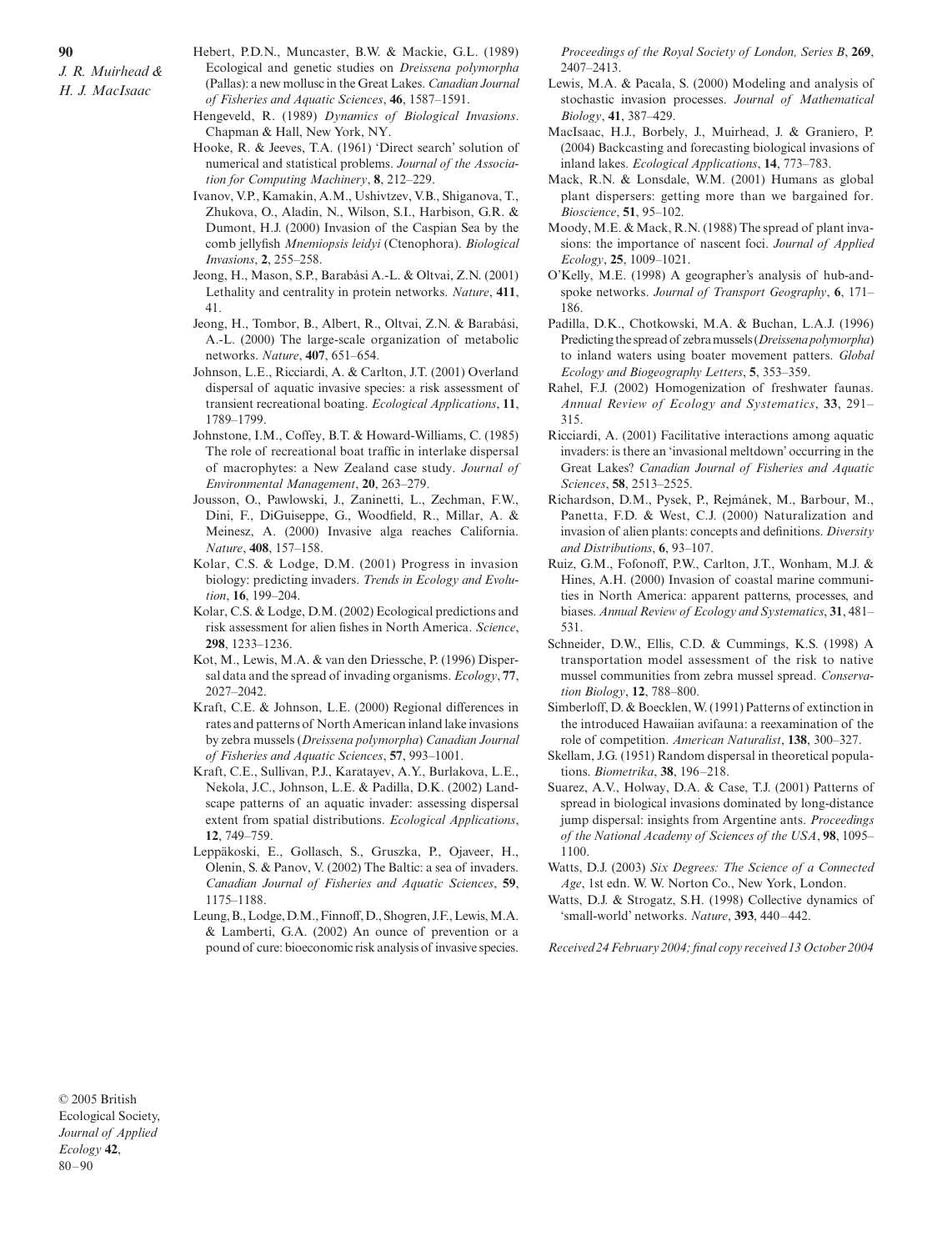Hebert, P.D.N., Muncaster, B.W. & Mackie, G.L. (1989) Ecological and genetic studies on *Dreissena polymorpha* (Pallas): a new mollusc in the Great Lakes. *Canadian Journal of Fisheries and Aquatic Sciences*, **46**, 1587–1591.

Hengeveld, R. (1989) *Dynamics of Biological Invasions*. Chapman & Hall, New York, NY.

Hooke, R. & Jeeves, T.A. (1961) 'Direct search' solution of numerical and statistical problems. *Journal of the Association for Computing Machinery*, **8**, 212–229.

Ivanov, V.P., Kamakin, A.M., Ushivtzev, V.B., Shiganova, T., Zhukova, O., Aladin, N., Wilson, S.I., Harbison, G.R. & Dumont, H.J. (2000) Invasion of the Caspian Sea by the comb jellyfish *Mnemiopsis leidyi* (Ctenophora). *Biological Invasions*, **2**, 255–258.

Jeong, H., Mason, S.P., Barabási A.-L. & Oltvai, Z.N. (2001) Lethality and centrality in protein networks. *Nature*, **411**, 41.

Jeong, H., Tombor, B., Albert, R., Oltvai, Z.N. & Barabási, A.-L. (2000) The large-scale organization of metabolic networks. *Nature*, **407**, 651–654.

Johnson, L.E., Ricciardi, A. & Carlton, J.T. (2001) Overland dispersal of aquatic invasive species: a risk assessment of transient recreational boating. *Ecological Applications*, **11**, 1789–1799.

Johnstone, I.M., Coffey, B.T. & Howard-Williams, C. (1985) The role of recreational boat traffic in interlake dispersal of macrophytes: a New Zealand case study. *Journal of Environmental Management*, **20**, 263–279.

Jousson, O., Pawlowski, J., Zaninetti, L., Zechman, F.W., Dini, F., DiGuiseppe, G., Woodfield, R., Millar, A. & Meinesz, A. (2000) Invasive alga reaches California. *Nature*, **408**, 157–158.

Kolar, C.S. & Lodge, D.M. (2001) Progress in invasion biology: predicting invaders. *Trends in Ecology and Evolution*, **16**, 199–204.

Kolar, C.S. & Lodge, D.M. (2002) Ecological predictions and risk assessment for alien fishes in North America. *Science*, **298**, 1233–1236.

Kot, M., Lewis, M.A. & van den Driessche, P. (1996) Dispersal data and the spread of invading organisms. *Ecology*, **77**, 2027–2042.

Kraft, C.E. & Johnson, L.E. (2000) Regional differences in rates and patterns of North American inland lake invasions by zebra mussels (*Dreissena polymorpha*) *Canadian Journal of Fisheries and Aquatic Sciences*, **57**, 993–1001.

Kraft, C.E., Sullivan, P.J., Karatayev, A.Y., Burlakova, L.E., Nekola, J.C., Johnson, L.E. & Padilla, D.K. (2002) Landscape patterns of an aquatic invader: assessing dispersal extent from spatial distributions. *Ecological Applications*, **12**, 749–759.

Leppäkoski, E., Gollasch, S., Gruszka, P., Ojaveer, H., Olenin, S. & Panov, V. (2002) The Baltic: a sea of invaders. *Canadian Journal of Fisheries and Aquatic Sciences*, **59**, 1175–1188.

Leung, B., Lodge, D.M., Finnoff, D., Shogren, J.F., Lewis, M.A. & Lamberti, G.A. (2002) An ounce of prevention or a pound of cure: bioeconomic risk analysis of invasive species. *Proceedings of the Royal Society of London, Series B*, **269**, 2407–2413.

Lewis, M.A. & Pacala, S. (2000) Modeling and analysis of stochastic invasion processes. *Journal of Mathematical Biology*, **41**, 387–429.

MacIsaac, H.J., Borbely, J., Muirhead, J. & Graniero, P. (2004) Backcasting and forecasting biological invasions of inland lakes. *Ecological Applications*, **14**, 773–783.

Mack, R.N. & Lonsdale, W.M. (2001) Humans as global plant dispersers: getting more than we bargained for. *Bioscience*, **51**, 95–102.

Moody, M.E. & Mack, R.N. (1988) The spread of plant invasions: the importance of nascent foci. *Journal of Applied Ecology*, **25**, 1009–1021.

O'Kelly, M.E. (1998) A geographer's analysis of hub-and-spoke networks. *Journal of Transport Geography*, **6**, 171–186.

Padilla, D.K., Chotkowski, M.A. & Buchan, L.A.J. (1996) Predicting the spread of zebra mussels (*Dreissena polymorpha*) to inland waters using boater movement patters. *Global Ecology and Biogeography Letters*, **5**, 353–359.

Rahel, F.J. (2002) Homogenization of freshwater faunas. *Annual Review of Ecology and Systematics*, **33**, 291–315.

Ricciardi, A. (2001) Facilitative interactions among aquatic invaders: is there an 'invasional meltdown' occurring in the Great Lakes? *Canadian Journal of Fisheries and Aquatic Sciences*, **58**, 2513–2525.

Richardson, D.M., Pysek, P., Rejmánek, M., Barbour, M., Panetta, F.D. & West, C.J. (2000) Naturalization and invasion of alien plants: concepts and definitions. *Diversity and Distributions*, **6**, 93–107.

Ruiz, G.M., Fofonoff, P.W., Carlton, J.T., Wonham, M.J. & Hines, A.H. (2000) Invasion of coastal marine communities in North America: apparent patterns, processes, and biases. *Annual Review of Ecology and Systematics*, **31**, 481–531.

Schneider, D.W., Ellis, C.D. & Cummings, K.S. (1998) A transportation model assessment of the risk to native mussel communities from zebra mussel spread. *Conservation Biology*, **12**, 788–800.

Simberloff, D. & Boecklen, W. (1991) Patterns of extinction in the introduced Hawaiian avifauna: a reexamination of the role of competition. *American Naturalist*, **138**, 300–327.

Skellam, J.G. (1951) Random dispersal in theoretical populations. *Biometrika*, **38**, 196–218.

Suarez, A.V., Holway, D.A. & Case, T.J. (2001) Patterns of spread in biological invasions dominated by long-distance jump dispersal: insights from Argentine ants. *Proceedings of the National Academy of Sciences of the USA*, **98**, 1095–1100.

Watts, D.J. (2003) *Six Degrees: The Science of a Connected Age*, 1st edn. W. W. Norton Co., New York, London.

Watts, D.J. & Strogatz, S.H. (1998) Collective dynamics of 'small-world' networks. *Nature*, **393**, 440–442.

*Received 24 February 2004; final copy received 13 October 2004*